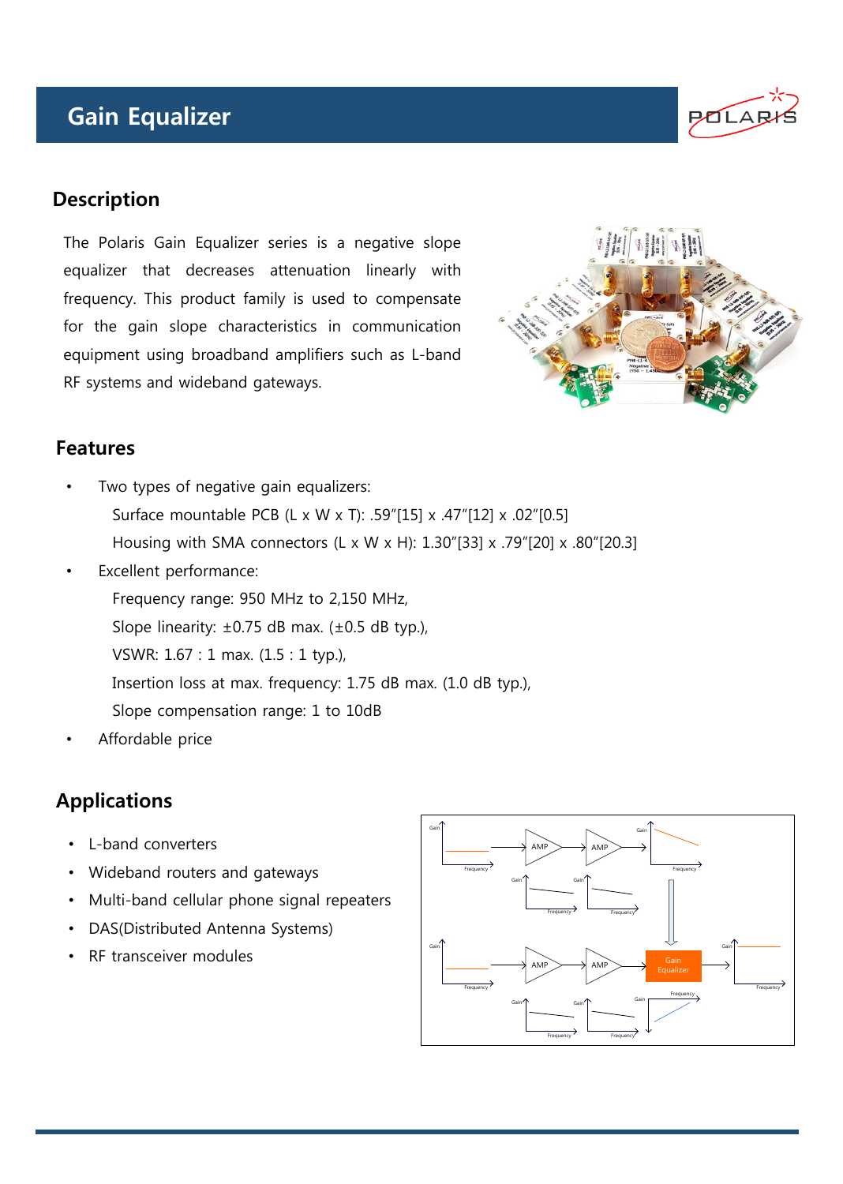// Gain Equalizer

## Description

The Polaris Gain Equalizer series is a negative slope equalizer that decreases attenuation linearly with frequency. This product family is used to compensate for the gain slope characteristics in communication equipment using broadband amplifiers such as L-band RF systems and wideband gateways.

## Features

- Two types of negative gain equalizers:
  - Surface mountable PCB (L x W x T): .59"[15] x .47"[12] x .02"[0.5]
  - Housing with SMA connectors (L x W x H): 1.30"[33] x .79"[20] x .80"[20.3]
- Excellent performance:
  - Frequency range: 950 MHz to 2,150 MHz,
  - Slope linearity: ±0.75 dB max. (±0.5 dB typ.),
  - VSWR: 1.67 : 1 max. (1.5 : 1 typ.),
  - Insertion loss at max. frequency: 1.75 dB max. (1.0 dB typ.),
  - Slope compensation range: 1 to 10dB
- Affordable price

## Applications

- L-band converters
- Wideband routers and gateways
- Multi-band cellular phone signal repeaters
- DAS(Distributed Antenna Systems)
- RF transceiver modules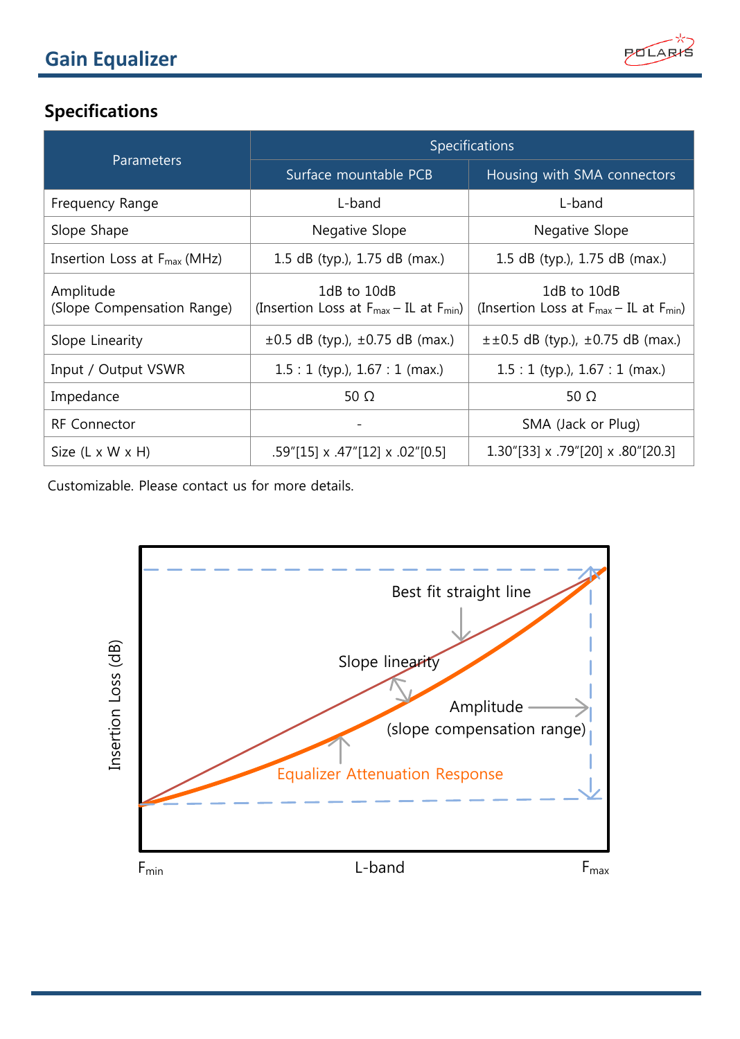## Specifications

| Parameters | Specifications | |
|---|---|---|
| | Surface mountable PCB | Housing with SMA connectors |
| Frequency Range | L-band | L-band |
| Slope Shape | Negative Slope | Negative Slope |
| Insertion Loss at $F_{max}$ (MHz) | 1.5 dB (typ.), 1.75 dB (max.) | 1.5 dB (typ.), 1.75 dB (max.) |
| Amplitude (Slope Compensation Range) | 1dB to 10dB (Insertion Loss at $F_{max}$ – IL at $F_{min}$) | 1dB to 10dB (Insertion Loss at $F_{max}$ – IL at $F_{min}$) |
| Slope Linearity | ±0.5 dB (typ.), ±0.75 dB (max.) | ±±0.5 dB (typ.), ±0.75 dB (max.) |
| Input / Output VSWR | 1.5 : 1 (typ.), 1.67 : 1 (max.) | 1.5 : 1 (typ.), 1.67 : 1 (max.) |
| Impedance | 50 Ω | 50 Ω |
| RF Connector | - | SMA (Jack or Plug) |
| Size (L x W x H) | .59"[15] x .47"[12] x .02"[0.5] | 1.30"[33] x .79"[20] x .80"[20.3] |

Customizable. Please contact us for more details.

Best fit straight line

Slope linearity

Amplitude (slope compensation range)

Equalizer Attenuation Response

Insertion Loss (dB)

$F_{min}$ L-band $F_{max}$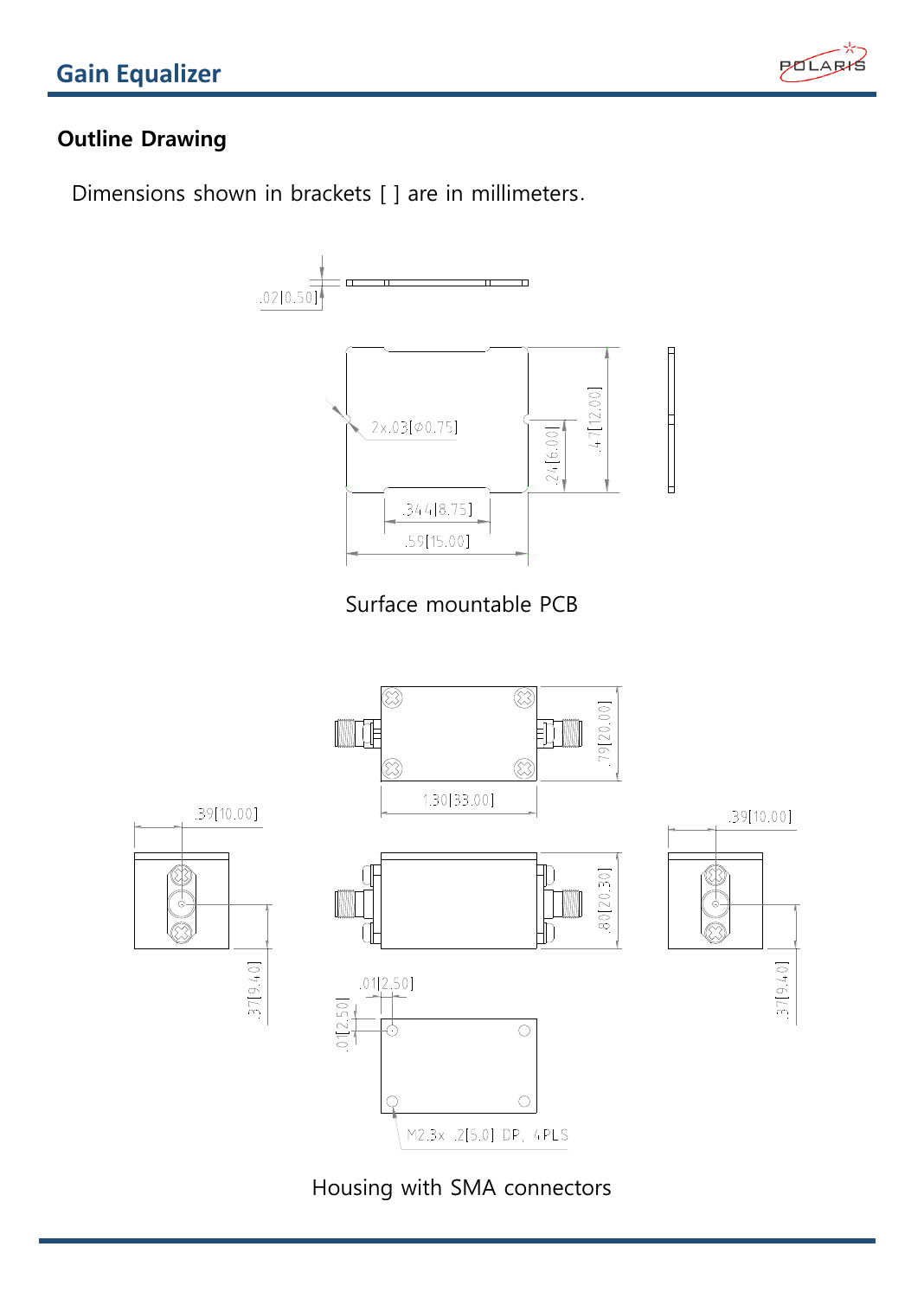## Outline Drawing

Dimensions shown in brackets [ ] are in millimeters.

.02[0.50]

2x.03[ϕ0.75]

.24[6.00]

.47[12.00]

.344[8.75]

.59[15.00]

Surface mountable PCB

.79[20.00]

1.30[33.00]

.39[10.00]

.39[10.00]

.80[20.30]

.37[9.40]

.37[9.40]

.01[2.50]

.01[2.50]

M2.3x .2[5.0] DP, 4PLS

Housing with SMA connectors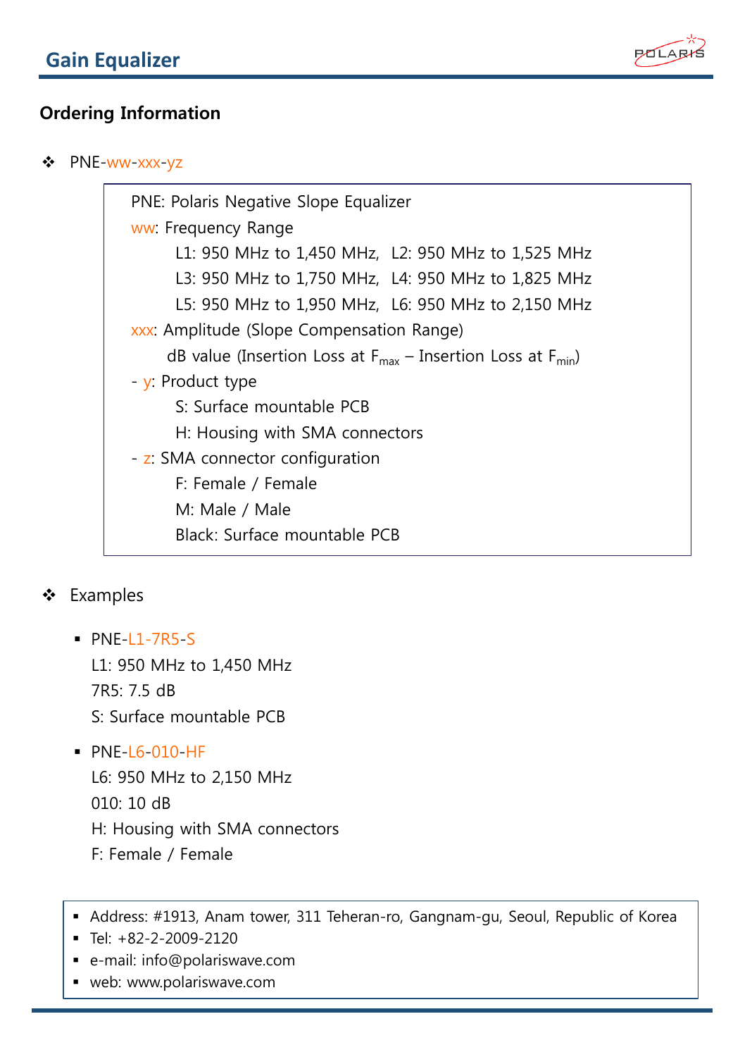## Ordering Information

- PNE-ww-xxx-yz

PNE: Polaris Negative Slope Equalizer

ww: Frequency Range

L1: 950 MHz to 1,450 MHz, L2: 950 MHz to 1,525 MHz

L3: 950 MHz to 1,750 MHz, L4: 950 MHz to 1,825 MHz

L5: 950 MHz to 1,950 MHz, L6: 950 MHz to 2,150 MHz

xxx: Amplitude (Slope Compensation Range)

dB value (Insertion Loss at $F_{max}$ – Insertion Loss at $F_{min}$)

- y: Product type

S: Surface mountable PCB

H: Housing with SMA connectors

- z: SMA connector configuration

F: Female / Female

M: Male / Male

Black: Surface mountable PCB

- Examples

  - PNE-L1-7R5-S
    L1: 950 MHz to 1,450 MHz
    7R5: 7.5 dB
    S: Surface mountable PCB

  - PNE-L6-010-HF
    L6: 950 MHz to 2,150 MHz
    010: 10 dB
    H: Housing with SMA connectors
    F: Female / Female

- Address: #1913, Anam tower, 311 Teheran-ro, Gangnam-gu, Seoul, Republic of Korea
- Tel: +82-2-2009-2120
- e-mail: info@polariswave.com
- web: www.polariswave.com